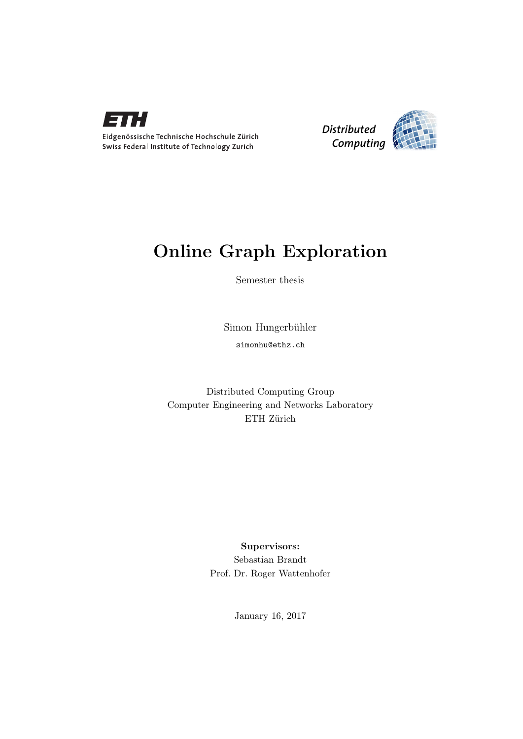Eidgenössische Technische Hochschule Zürich
Swiss Federal Institute of Technology Zurich

Distributed Computing

# Online Graph Exploration

Semester thesis

Simon Hungerbühler

simonhu@ethz.ch

Distributed Computing Group
Computer Engineering and Networks Laboratory
ETH Zürich

**Supervisors:**
Sebastian Brandt
Prof. Dr. Roger Wattenhofer

January 16, 2017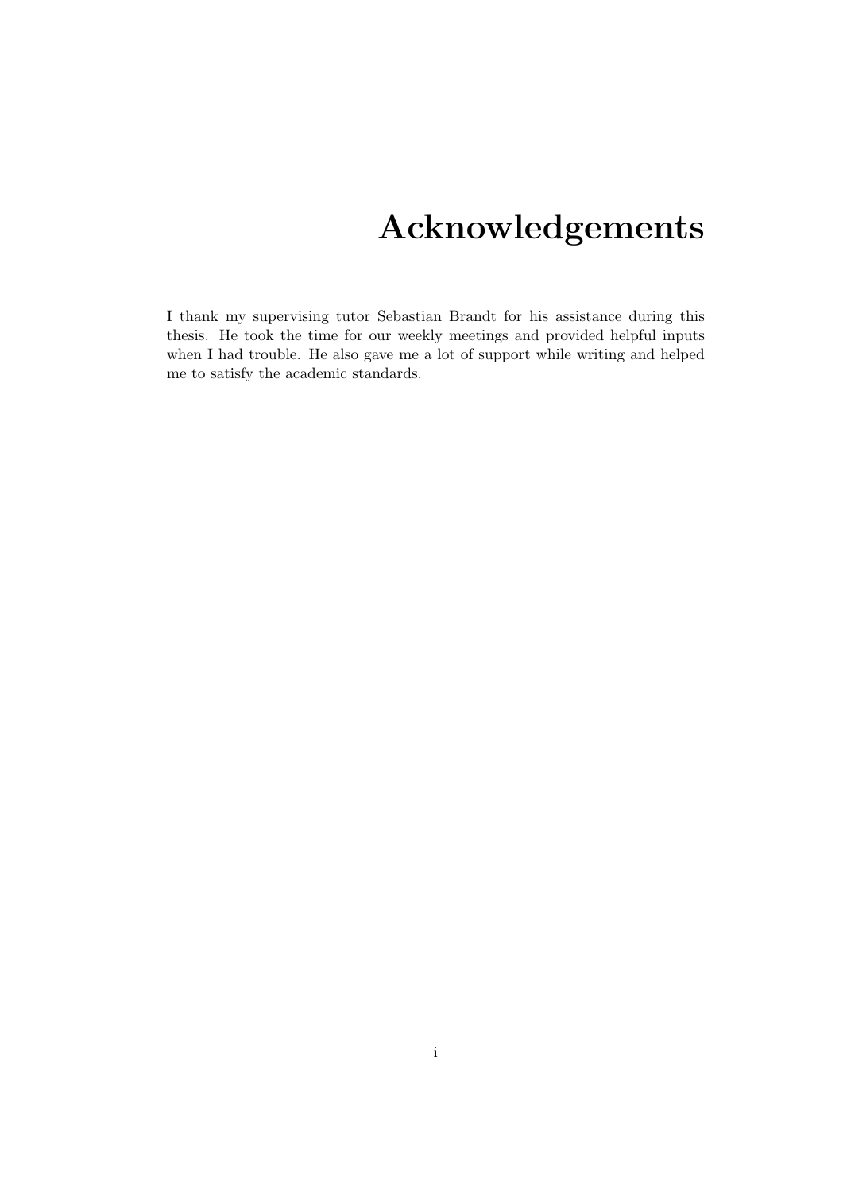# Acknowledgements

I thank my supervising tutor Sebastian Brandt for his assistance during this thesis. He took the time for our weekly meetings and provided helpful inputs when I had trouble. He also gave me a lot of support while writing and helped me to satisfy the academic standards.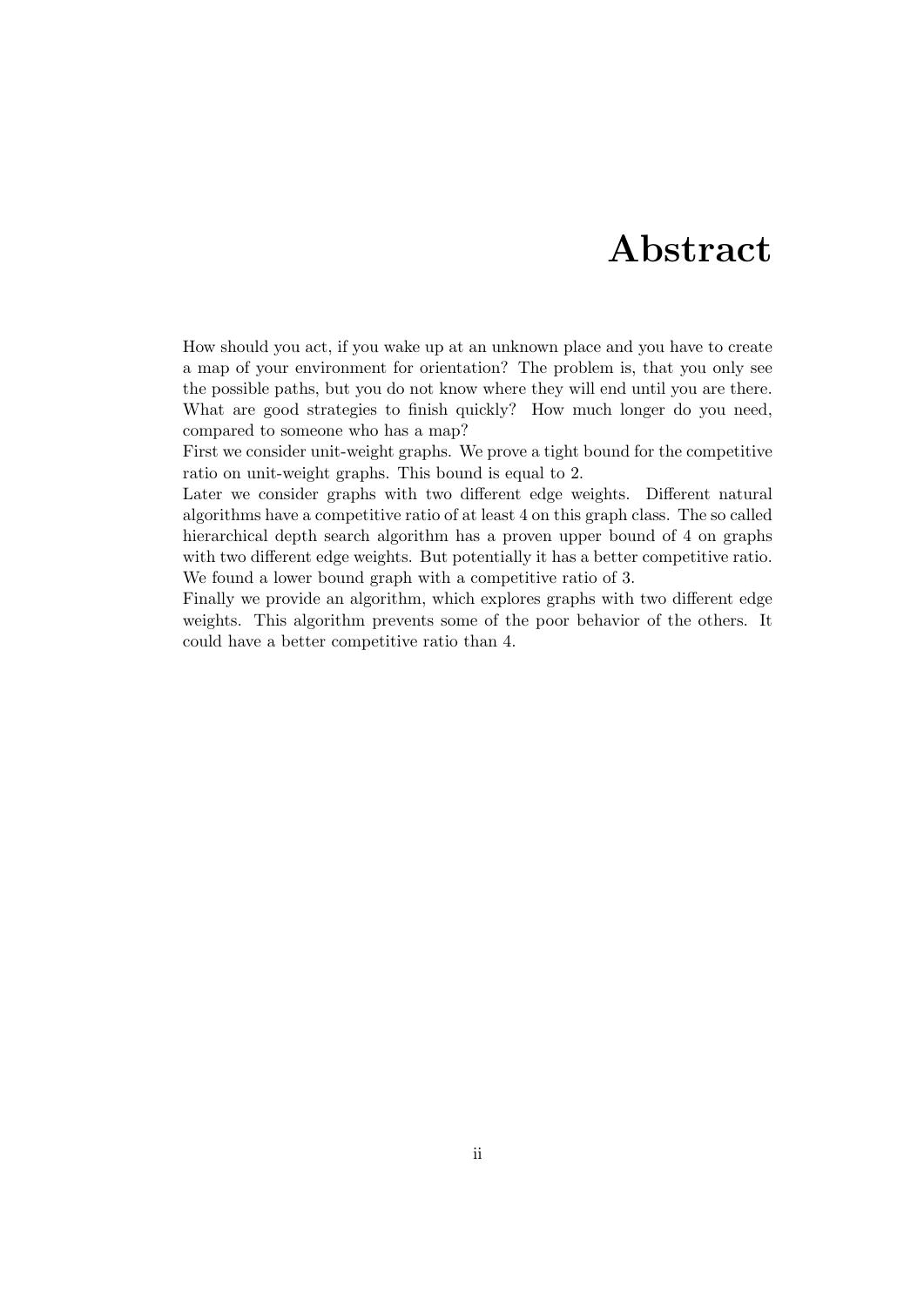# Abstract

How should you act, if you wake up at an unknown place and you have to create a map of your environment for orientation? The problem is, that you only see the possible paths, but you do not know where they will end until you are there. What are good strategies to finish quickly? How much longer do you need, compared to someone who has a map?

First we consider unit-weight graphs. We prove a tight bound for the competitive ratio on unit-weight graphs. This bound is equal to 2.

Later we consider graphs with two different edge weights. Different natural algorithms have a competitive ratio of at least 4 on this graph class. The so called hierarchical depth search algorithm has a proven upper bound of 4 on graphs with two different edge weights. But potentially it has a better competitive ratio. We found a lower bound graph with a competitive ratio of 3.

Finally we provide an algorithm, which explores graphs with two different edge weights. This algorithm prevents some of the poor behavior of the others. It could have a better competitive ratio than 4.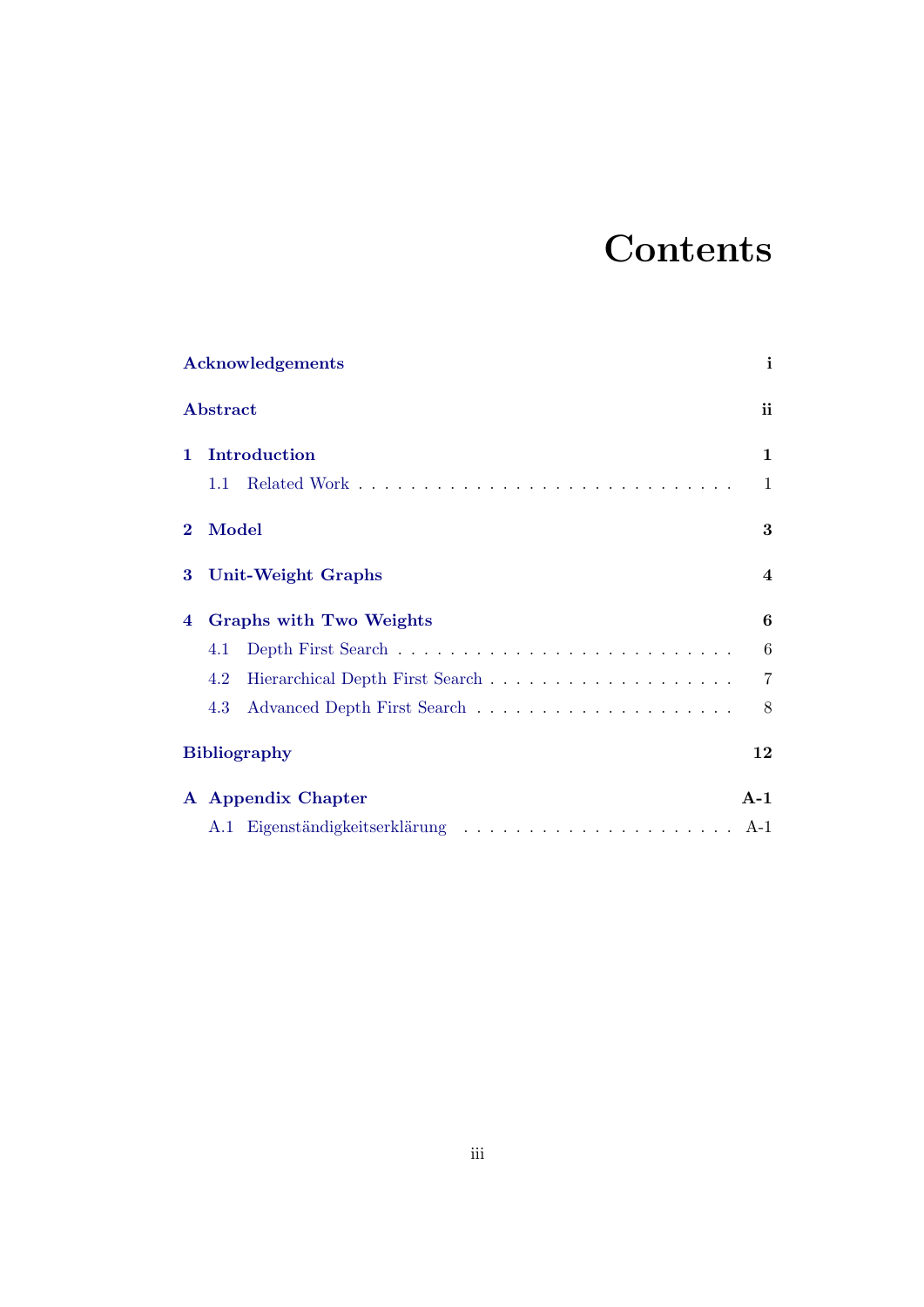# Contents

**Acknowledgements** **i**

**Abstract** **ii**

**1 Introduction** **1**

- 1.1 Related Work . . . . . . . . . . . . . . . . . . . . . . . . . . . . . 1

**2 Model** **3**

**3 Unit-Weight Graphs** **4**

**4 Graphs with Two Weights** **6**

- 4.1 Depth First Search . . . . . . . . . . . . . . . . . . . . . . . . . 6
- 4.2 Hierarchical Depth First Search . . . . . . . . . . . . . . . . . . . 7
- 4.3 Advanced Depth First Search . . . . . . . . . . . . . . . . . . . 8

**Bibliography** **12**

**A Appendix Chapter** **A-1**

- A.1 Eigenständigkeitserklärung . . . . . . . . . . . . . . . . . . . . . A-1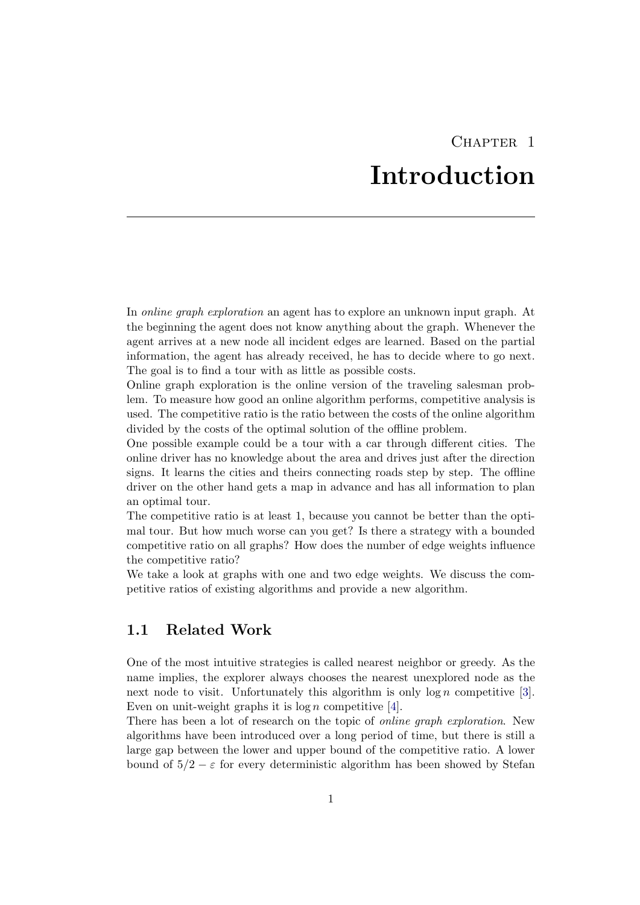# Chapter 1

# Introduction

In *online graph exploration* an agent has to explore an unknown input graph. At the beginning the agent does not know anything about the graph. Whenever the agent arrives at a new node all incident edges are learned. Based on the partial information, the agent has already received, he has to decide where to go next. The goal is to find a tour with as little as possible costs.

Online graph exploration is the online version of the traveling salesman problem. To measure how good an online algorithm performs, competitive analysis is used. The competitive ratio is the ratio between the costs of the online algorithm divided by the costs of the optimal solution of the offline problem.

One possible example could be a tour with a car through different cities. The online driver has no knowledge about the area and drives just after the direction signs. It learns the cities and theirs connecting roads step by step. The offline driver on the other hand gets a map in advance and has all information to plan an optimal tour.

The competitive ratio is at least 1, because you cannot be better than the optimal tour. But how much worse can you get? Is there a strategy with a bounded competitive ratio on all graphs? How does the number of edge weights influence the competitive ratio?

We take a look at graphs with one and two edge weights. We discuss the competitive ratios of existing algorithms and provide a new algorithm.

## 1.1 Related Work

One of the most intuitive strategies is called nearest neighbor or greedy. As the name implies, the explorer always chooses the nearest unexplored node as the next node to visit. Unfortunately this algorithm is only $\log n$ competitive [3]. Even on unit-weight graphs it is $\log n$ competitive [4].

There has been a lot of research on the topic of *online graph exploration*. New algorithms have been introduced over a long period of time, but there is still a large gap between the lower and upper bound of the competitive ratio. A lower bound of $5/2 - \varepsilon$ for every deterministic algorithm has been showed by Stefan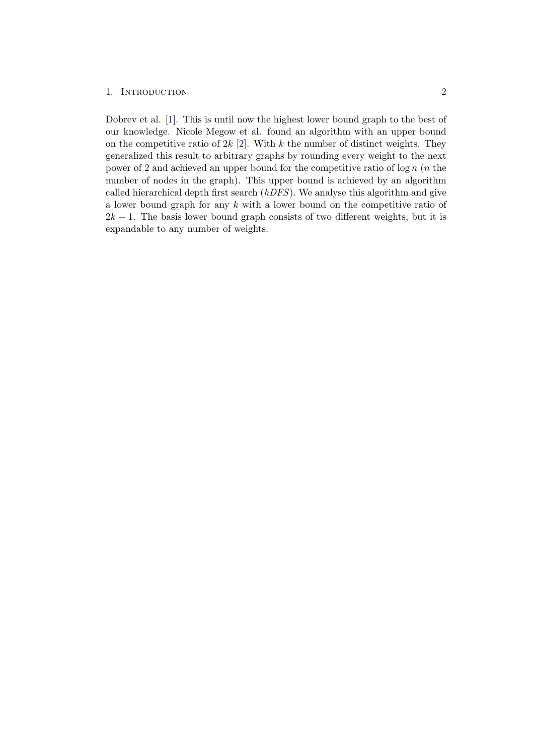Dobrev et al. [1]. This is until now the highest lower bound graph to the best of our knowledge. Nicole Megow et al. found an algorithm with an upper bound on the competitive ratio of $2k$ [2]. With $k$ the number of distinct weights. They generalized this result to arbitrary graphs by rounding every weight to the next power of 2 and achieved an upper bound for the competitive ratio of $\log n$ ($n$ the number of nodes in the graph). This upper bound is achieved by an algorithm called hierarchical depth first search (*hDFS*). We analyse this algorithm and give a lower bound graph for any $k$ with a lower bound on the competitive ratio of $2k - 1$. The basis lower bound graph consists of two different weights, but it is expandable to any number of weights.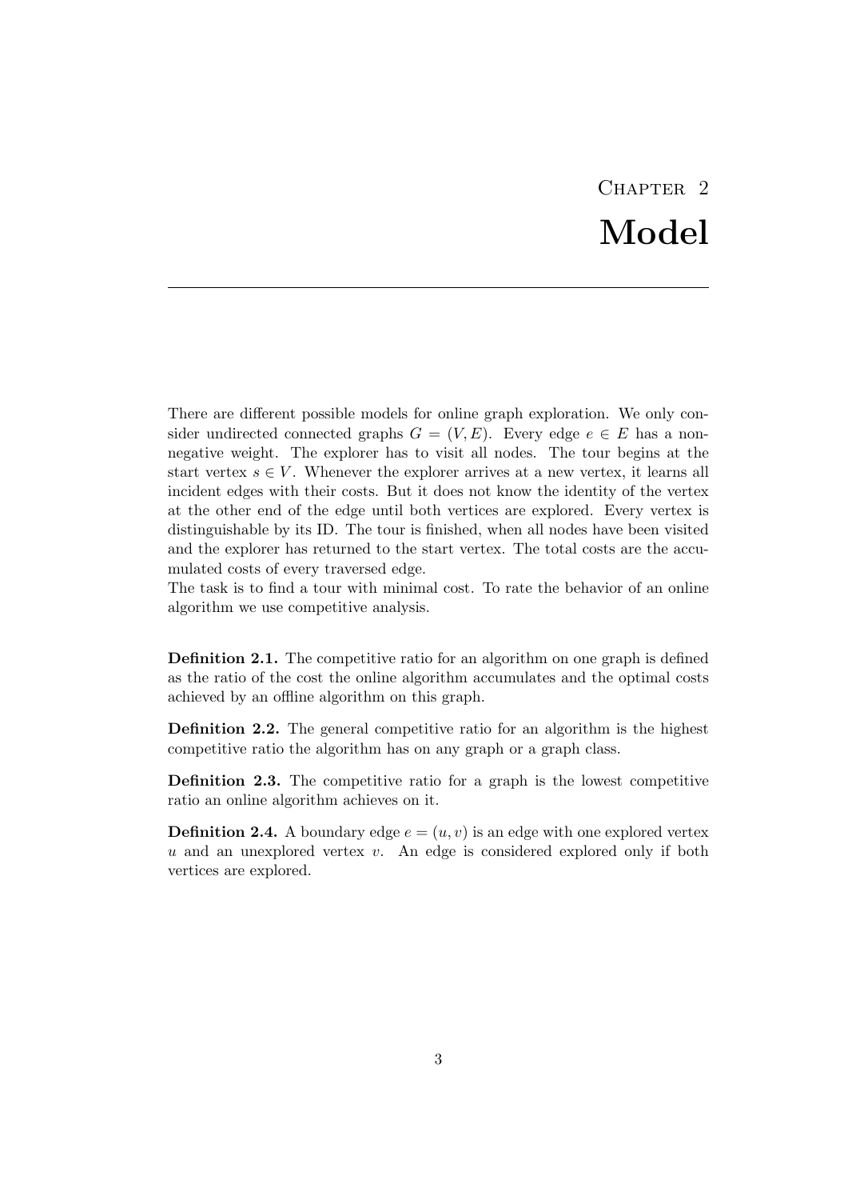# Chapter 2
# Model

There are different possible models for online graph exploration. We only consider undirected connected graphs $G = (V, E)$. Every edge $e \in E$ has a non-negative weight. The explorer has to visit all nodes. The tour begins at the start vertex $s \in V$. Whenever the explorer arrives at a new vertex, it learns all incident edges with their costs. But it does not know the identity of the vertex at the other end of the edge until both vertices are explored. Every vertex is distinguishable by its ID. The tour is finished, when all nodes have been visited and the explorer has returned to the start vertex. The total costs are the accumulated costs of every traversed edge.
The task is to find a tour with minimal cost. To rate the behavior of an online algorithm we use competitive analysis.

**Definition 2.1.** The competitive ratio for an algorithm on one graph is defined as the ratio of the cost the online algorithm accumulates and the optimal costs achieved by an offline algorithm on this graph.

**Definition 2.2.** The general competitive ratio for an algorithm is the highest competitive ratio the algorithm has on any graph or a graph class.

**Definition 2.3.** The competitive ratio for a graph is the lowest competitive ratio an online algorithm achieves on it.

**Definition 2.4.** A boundary edge $e = (u, v)$ is an edge with one explored vertex $u$ and an unexplored vertex $v$. An edge is considered explored only if both vertices are explored.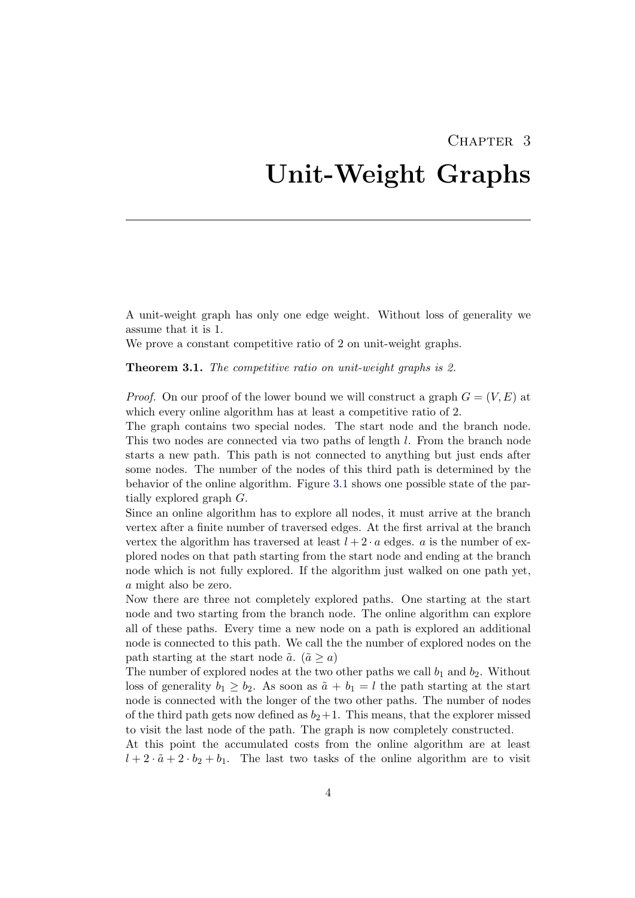# Chapter 3

# Unit-Weight Graphs

A unit-weight graph has only one edge weight. Without loss of generality we assume that it is 1.
We prove a constant competitive ratio of 2 on unit-weight graphs.

**Theorem 3.1.** *The competitive ratio on unit-weight graphs is 2.*

*Proof.* On our proof of the lower bound we will construct a graph $G = (V, E)$ at which every online algorithm has at least a competitive ratio of 2.
The graph contains two special nodes. The start node and the branch node. This two nodes are connected via two paths of length $l$. From the branch node starts a new path. This path is not connected to anything but just ends after some nodes. The number of the nodes of this third path is determined by the behavior of the online algorithm. Figure 3.1 shows one possible state of the partially explored graph $G$.
Since an online algorithm has to explore all nodes, it must arrive at the branch vertex after a finite number of traversed edges. At the first arrival at the branch vertex the algorithm has traversed at least $l + 2 \cdot a$ edges. $a$ is the number of explored nodes on that path starting from the start node and ending at the branch node which is not fully explored. If the algorithm just walked on one path yet, $a$ might also be zero.
Now there are three not completely explored paths. One starting at the start node and two starting from the branch node. The online algorithm can explore all of these paths. Every time a new node on a path is explored an additional node is connected to this path. We call the the number of explored nodes on the path starting at the start node $\tilde{a}$. ($\tilde{a} \geq a$)
The number of explored nodes at the two other paths we call $b_1$ and $b_2$. Without loss of generality $b_1 \geq b_2$. As soon as $\tilde{a} + b_1 = l$ the path starting at the start node is connected with the longer of the two other paths. The number of nodes of the third path gets now defined as $b_2 + 1$. This means, that the explorer missed to visit the last node of the path. The graph is now completely constructed.
At this point the accumulated costs from the online algorithm are at least $l + 2 \cdot \tilde{a} + 2 \cdot b_2 + b_1$. The last two tasks of the online algorithm are to visit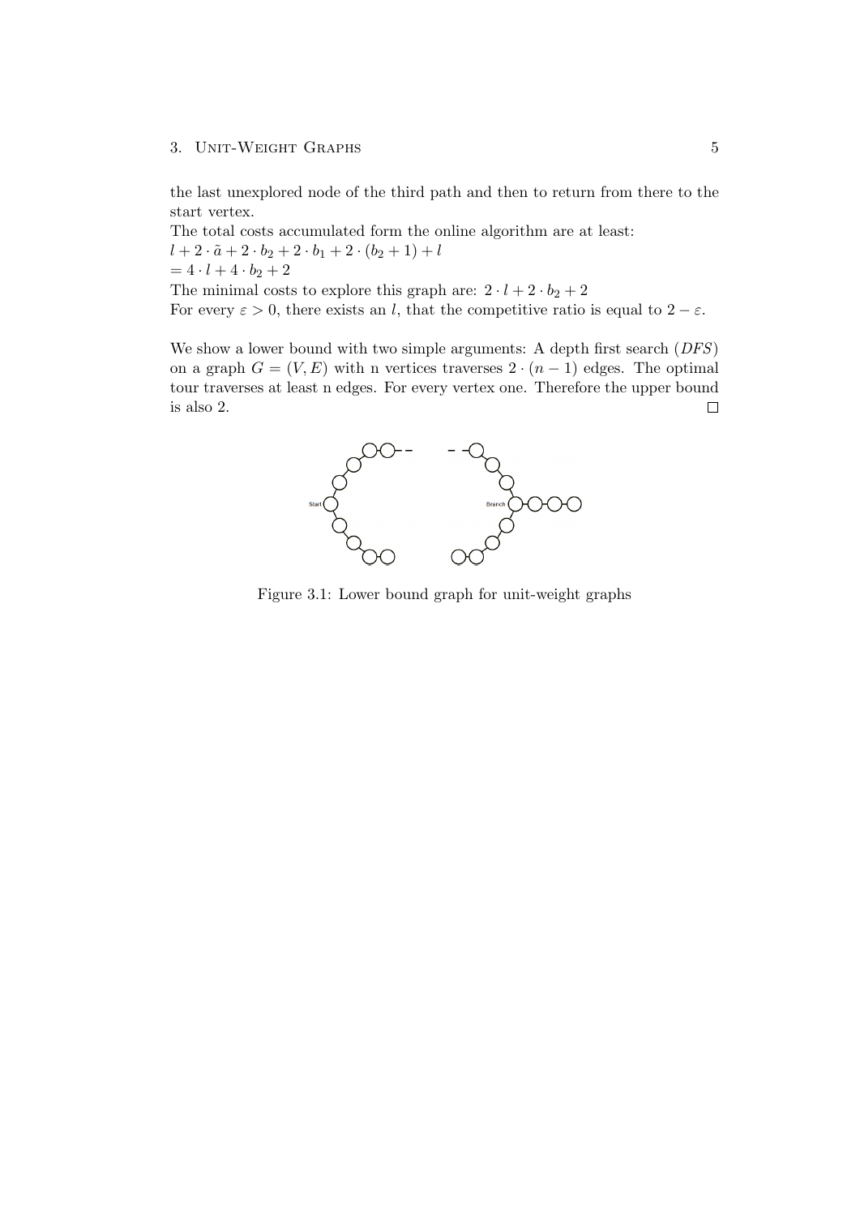the last unexplored node of the third path and then to return from there to the start vertex.
The total costs accumulated form the online algorithm are at least:
$l + 2 \cdot \tilde{a} + 2 \cdot b_2 + 2 \cdot b_1 + 2 \cdot (b_2 + 1) + l$
$= 4 \cdot l + 4 \cdot b_2 + 2$
The minimal costs to explore this graph are: $2 \cdot l + 2 \cdot b_2 + 2$
For every $\varepsilon > 0$, there exists an $l$, that the competitive ratio is equal to $2 - \varepsilon$.

We show a lower bound with two simple arguments: A depth first search (*DFS*) on a graph $G = (V, E)$ with n vertices traverses $2 \cdot (n - 1)$ edges. The optimal tour traverses at least n edges. For every vertex one. Therefore the upper bound is also 2. □

Figure 3.1: Lower bound graph for unit-weight graphs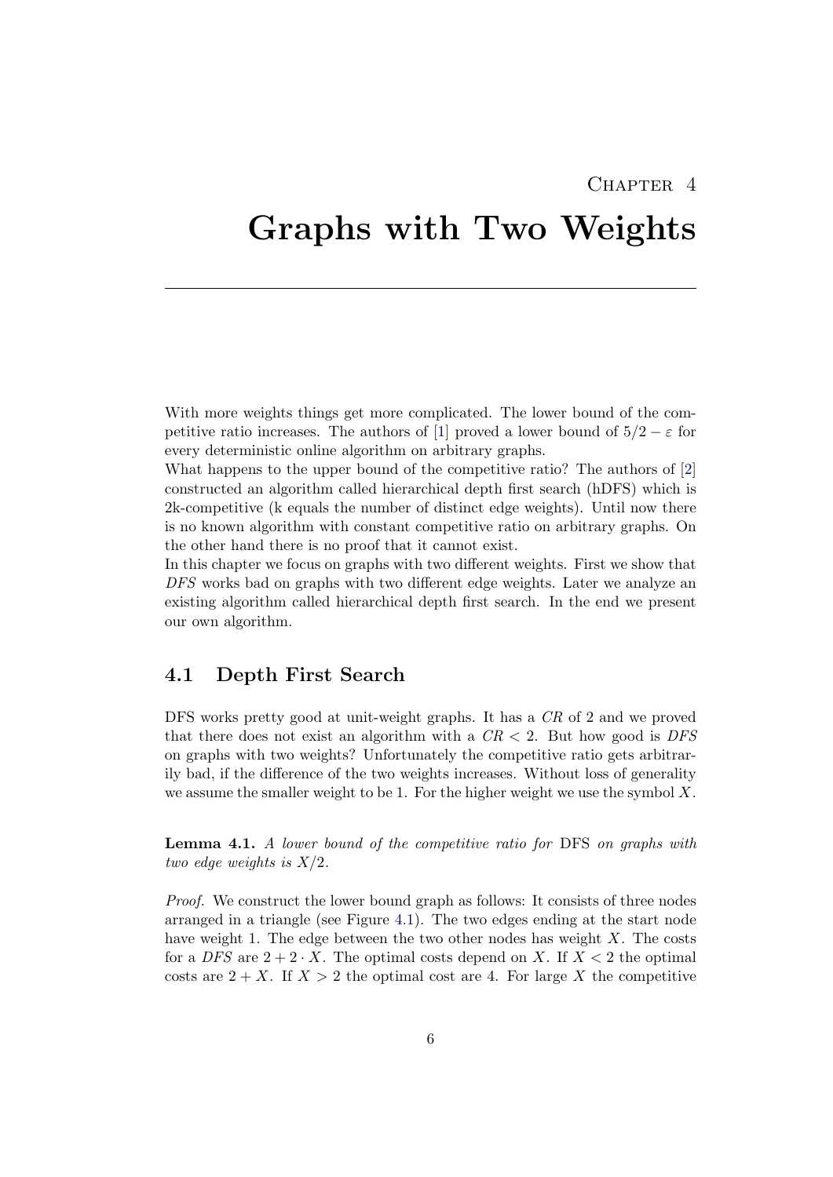# Chapter 4
# Graphs with Two Weights

With more weights things get more complicated. The lower bound of the competitive ratio increases. The authors of [1] proved a lower bound of $5/2 - \varepsilon$ for every deterministic online algorithm on arbitrary graphs.
What happens to the upper bound of the competitive ratio? The authors of [2] constructed an algorithm called hierarchical depth first search (hDFS) which is 2k-competitive (k equals the number of distinct edge weights). Until now there is no known algorithm with constant competitive ratio on arbitrary graphs. On the other hand there is no proof that it cannot exist.
In this chapter we focus on graphs with two different weights. First we show that *DFS* works bad on graphs with two different edge weights. Later we analyze an existing algorithm called hierarchical depth first search. In the end we present our own algorithm.

## 4.1 Depth First Search

DFS works pretty good at unit-weight graphs. It has a *CR* of 2 and we proved that there does not exist an algorithm with a $CR < 2$. But how good is *DFS* on graphs with two weights? Unfortunately the competitive ratio gets arbitrarily bad, if the difference of the two weights increases. Without loss of generality we assume the smaller weight to be 1. For the higher weight we use the symbol $X$.

**Lemma 4.1.** *A lower bound of the competitive ratio for* DFS *on graphs with two edge weights is* $X/2$.

*Proof.* We construct the lower bound graph as follows: It consists of three nodes arranged in a triangle (see Figure 4.1). The two edges ending at the start node have weight 1. The edge between the two other nodes has weight $X$. The costs for a *DFS* are $2 + 2 \cdot X$. The optimal costs depend on $X$. If $X < 2$ the optimal costs are $2 + X$. If $X > 2$ the optimal cost are 4. For large $X$ the competitive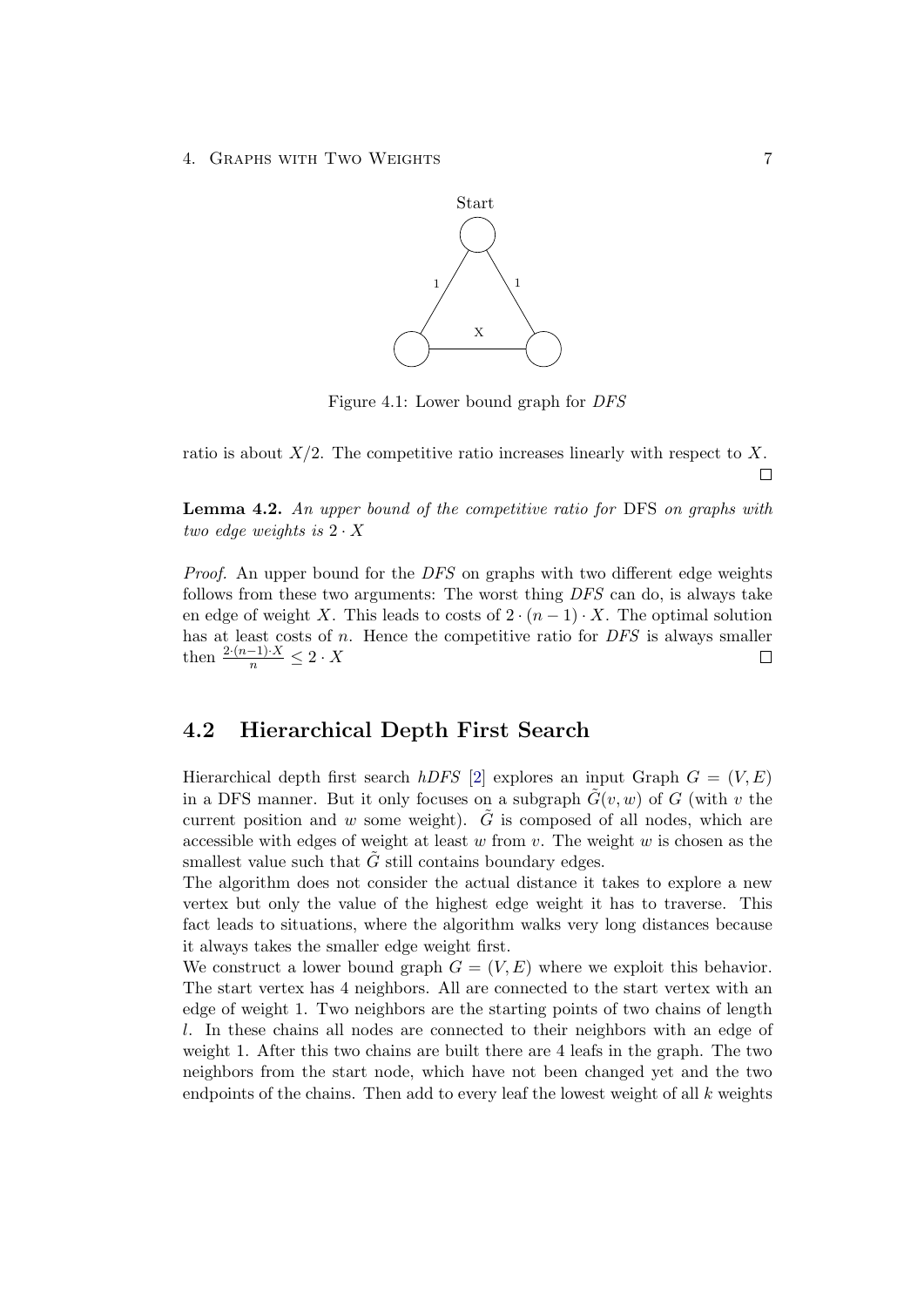Figure 4.1: Lower bound graph for *DFS*

ratio is about $X/2$. The competitive ratio increases linearly with respect to $X$. □

**Lemma 4.2.** *An upper bound of the competitive ratio for* DFS *on graphs with two edge weights is* $2 \cdot X$

*Proof.* An upper bound for the *DFS* on graphs with two different edge weights follows from these two arguments: The worst thing *DFS* can do, is always take en edge of weight $X$. This leads to costs of $2 \cdot (n-1) \cdot X$. The optimal solution has at least costs of $n$. Hence the competitive ratio for *DFS* is always smaller then $\frac{2 \cdot (n-1) \cdot X}{n} \leq 2 \cdot X$ □

## 4.2 Hierarchical Depth First Search

Hierarchical depth first search *hDFS* [2] explores an input Graph $G = (V, E)$ in a DFS manner. But it only focuses on a subgraph $\tilde{G}(v, w)$ of $G$ (with $v$ the current position and $w$ some weight). $\tilde{G}$ is composed of all nodes, which are accessible with edges of weight at least $w$ from $v$. The weight $w$ is chosen as the smallest value such that $\tilde{G}$ still contains boundary edges.
The algorithm does not consider the actual distance it takes to explore a new vertex but only the value of the highest edge weight it has to traverse. This fact leads to situations, where the algorithm walks very long distances because it always takes the smaller edge weight first.
We construct a lower bound graph $G = (V, E)$ where we exploit this behavior. The start vertex has 4 neighbors. All are connected to the start vertex with an edge of weight 1. Two neighbors are the starting points of two chains of length $l$. In these chains all nodes are connected to their neighbors with an edge of weight 1. After this two chains are built there are 4 leafs in the graph. The two neighbors from the start node, which have not been changed yet and the two endpoints of the chains. Then add to every leaf the lowest weight of all $k$ weights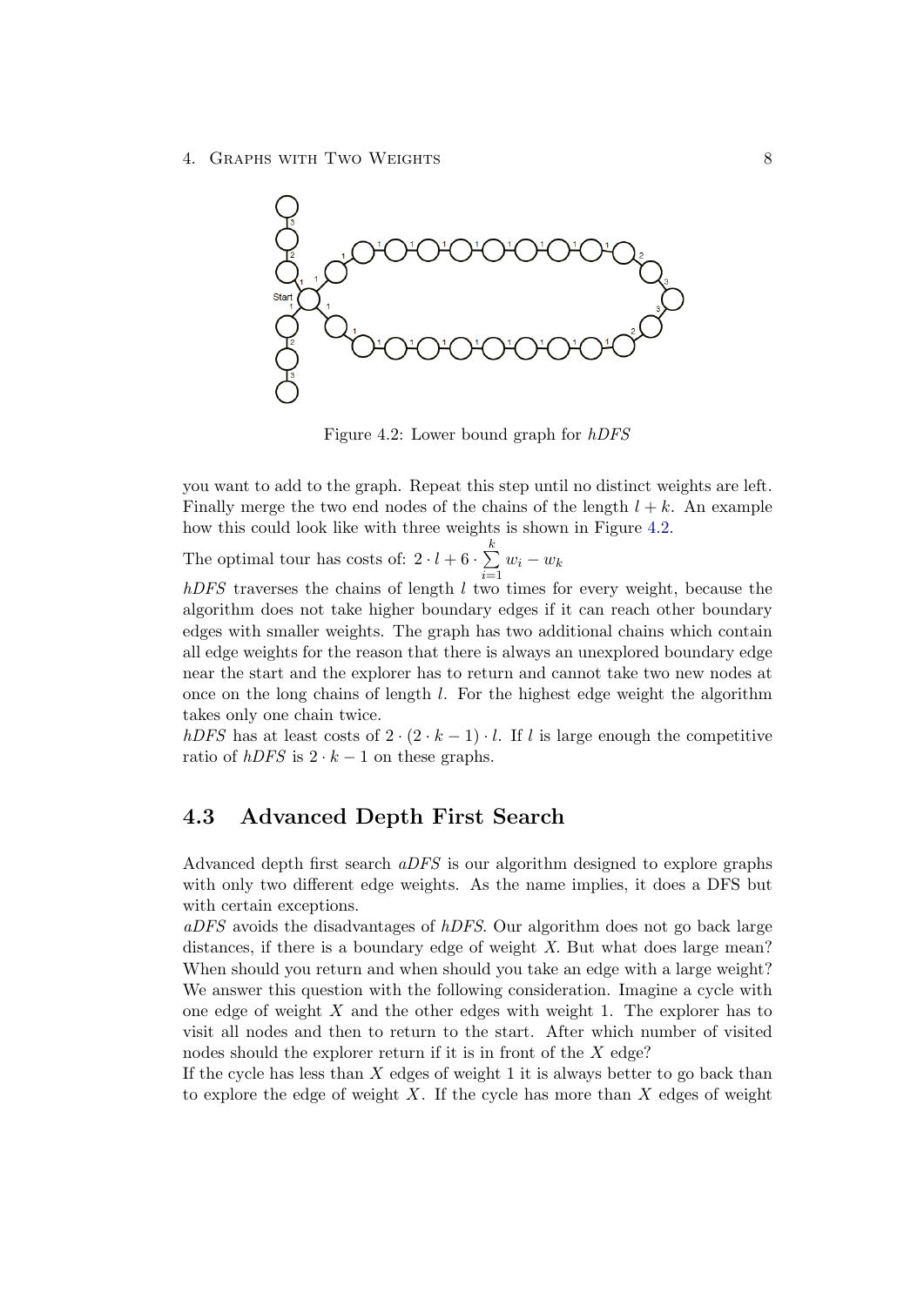Figure 4.2: Lower bound graph for *hDFS*

you want to add to the graph. Repeat this step until no distinct weights are left. Finally merge the two end nodes of the chains of the length $l + k$. An example how this could look like with three weights is shown in Figure 4.2.

The optimal tour has costs of: $2 \cdot l + 6 \cdot \sum_{i=1}^{k} w_i - w_k$

*hDFS* traverses the chains of length $l$ two times for every weight, because the algorithm does not take higher boundary edges if it can reach other boundary edges with smaller weights. The graph has two additional chains which contain all edge weights for the reason that there is always an unexplored boundary edge near the start and the explorer has to return and cannot take two new nodes at once on the long chains of length $l$. For the highest edge weight the algorithm takes only one chain twice.

*hDFS* has at least costs of $2 \cdot (2 \cdot k - 1) \cdot l$. If $l$ is large enough the competitive ratio of *hDFS* is $2 \cdot k - 1$ on these graphs.

## 4.3 Advanced Depth First Search

Advanced depth first search *aDFS* is our algorithm designed to explore graphs with only two different edge weights. As the name implies, it does a DFS but with certain exceptions.

*aDFS* avoids the disadvantages of *hDFS*. Our algorithm does not go back large distances, if there is a boundary edge of weight $X$. But what does large mean? When should you return and when should you take an edge with a large weight? We answer this question with the following consideration. Imagine a cycle with one edge of weight $X$ and the other edges with weight 1. The explorer has to visit all nodes and then to return to the start. After which number of visited nodes should the explorer return if it is in front of the $X$ edge?

If the cycle has less than $X$ edges of weight 1 it is always better to go back than to explore the edge of weight $X$. If the cycle has more than $X$ edges of weight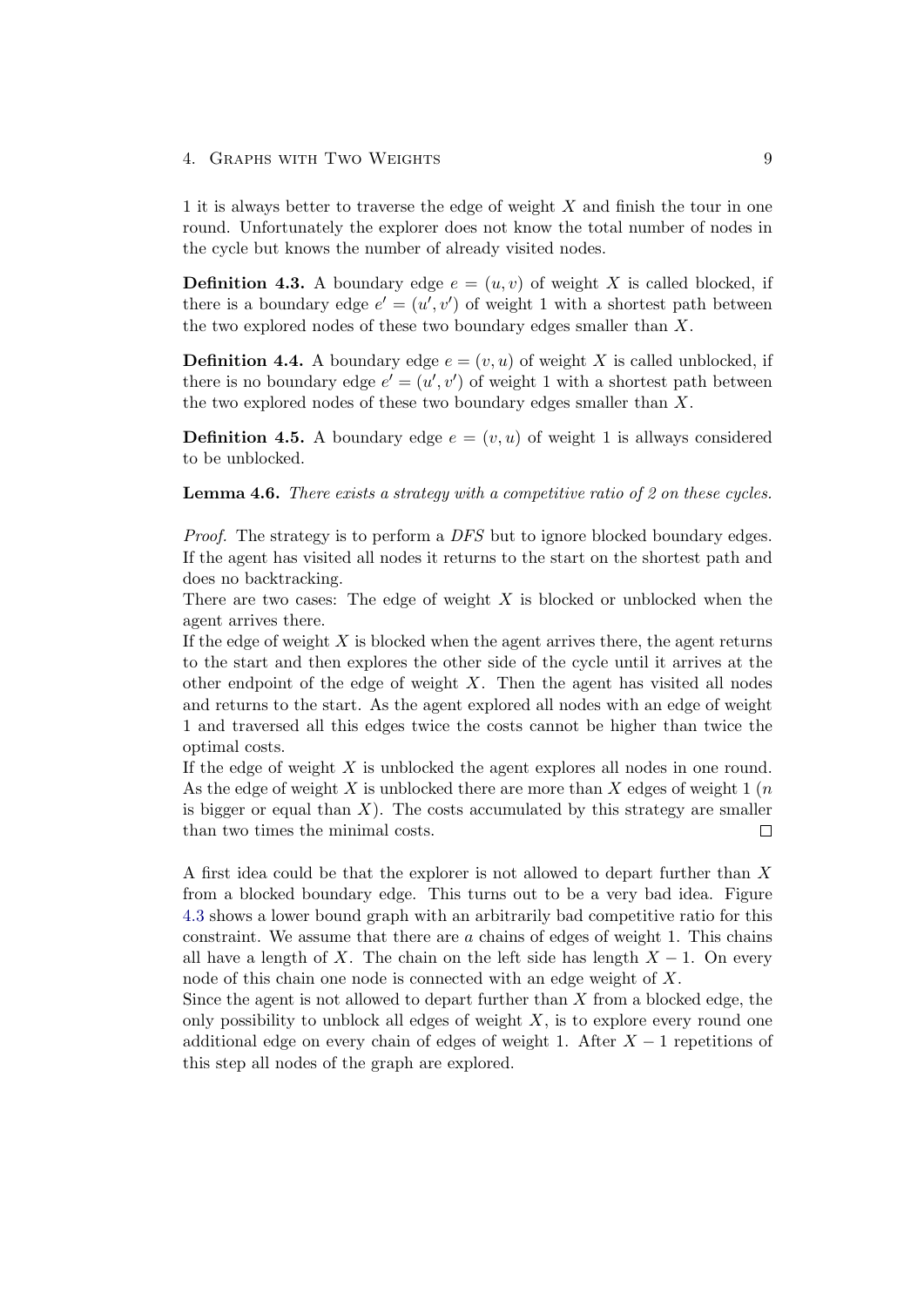1 it is always better to traverse the edge of weight $X$ and finish the tour in one round. Unfortunately the explorer does not know the total number of nodes in the cycle but knows the number of already visited nodes.

**Definition 4.3.** A boundary edge $e = (u, v)$ of weight $X$ is called blocked, if there is a boundary edge $e' = (u', v')$ of weight 1 with a shortest path between the two explored nodes of these two boundary edges smaller than $X$.

**Definition 4.4.** A boundary edge $e = (v, u)$ of weight $X$ is called unblocked, if there is no boundary edge $e' = (u', v')$ of weight 1 with a shortest path between the two explored nodes of these two boundary edges smaller than $X$.

**Definition 4.5.** A boundary edge $e = (v, u)$ of weight 1 is allways considered to be unblocked.

**Lemma 4.6.** *There exists a strategy with a competitive ratio of 2 on these cycles.*

*Proof.* The strategy is to perform a *DFS* but to ignore blocked boundary edges. If the agent has visited all nodes it returns to the start on the shortest path and does no backtracking.
There are two cases: The edge of weight $X$ is blocked or unblocked when the agent arrives there.
If the edge of weight $X$ is blocked when the agent arrives there, the agent returns to the start and then explores the other side of the cycle until it arrives at the other endpoint of the edge of weight $X$. Then the agent has visited all nodes and returns to the start. As the agent explored all nodes with an edge of weight 1 and traversed all this edges twice the costs cannot be higher than twice the optimal costs.
If the edge of weight $X$ is unblocked the agent explores all nodes in one round. As the edge of weight $X$ is unblocked there are more than $X$ edges of weight 1 ($n$ is bigger or equal than $X$). The costs accumulated by this strategy are smaller than two times the minimal costs. □

A first idea could be that the explorer is not allowed to depart further than $X$ from a blocked boundary edge. This turns out to be a very bad idea. Figure 4.3 shows a lower bound graph with an arbitrarily bad competitive ratio for this constraint. We assume that there are $a$ chains of edges of weight 1. This chains all have a length of $X$. The chain on the left side has length $X - 1$. On every node of this chain one node is connected with an edge weight of $X$.
Since the agent is not allowed to depart further than $X$ from a blocked edge, the only possibility to unblock all edges of weight $X$, is to explore every round one additional edge on every chain of edges of weight 1. After $X - 1$ repetitions of this step all nodes of the graph are explored.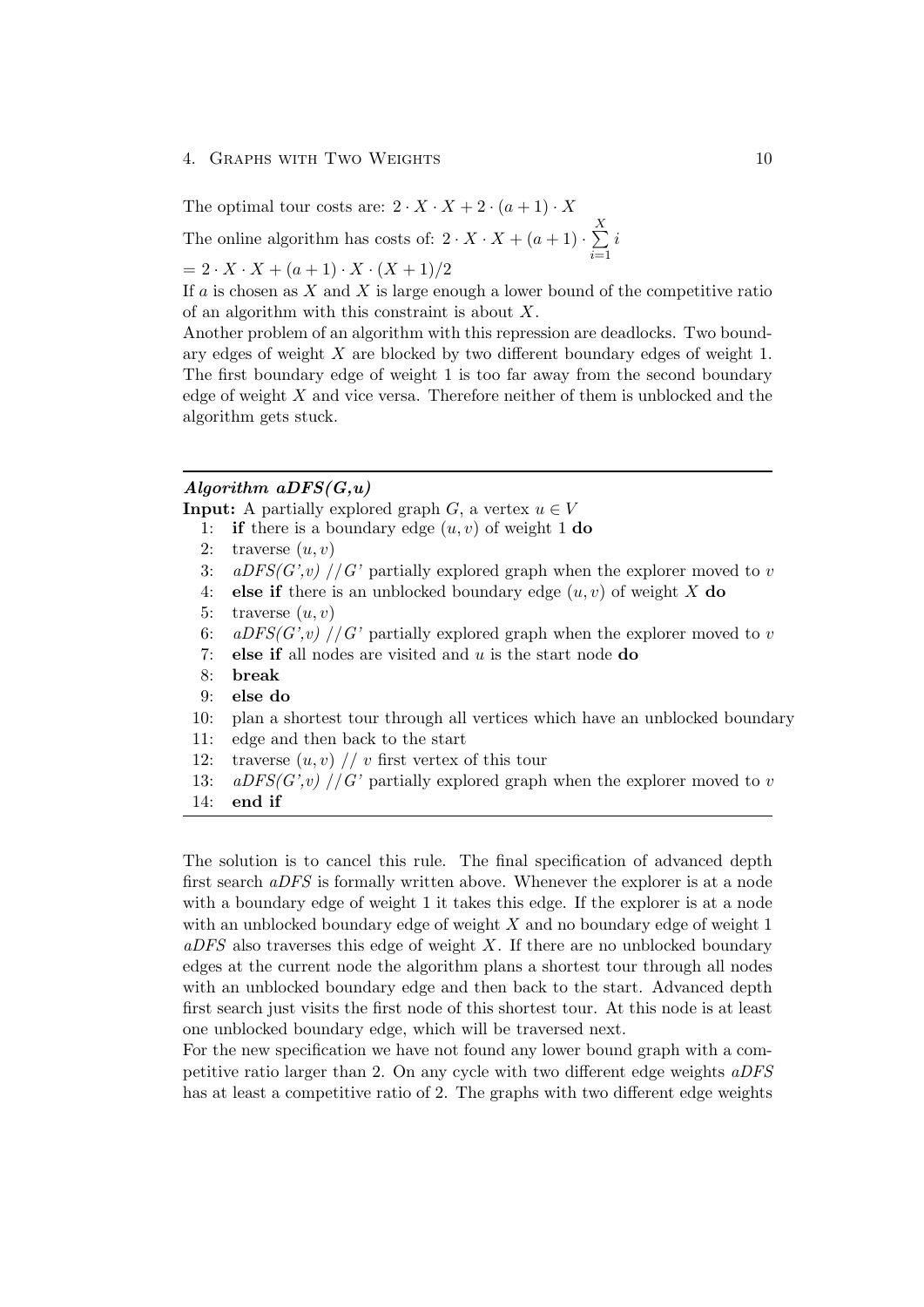The optimal tour costs are: $2 \cdot X \cdot X + 2 \cdot (a+1) \cdot X$

The online algorithm has costs of: $2 \cdot X \cdot X + (a+1) \cdot \sum_{i=1}^{X} i$

$= 2 \cdot X \cdot X + (a+1) \cdot X \cdot (X+1)/2$

If $a$ is chosen as $X$ and $X$ is large enough a lower bound of the competitive ratio of an algorithm with this constraint is about $X$.

Another problem of an algorithm with this repression are deadlocks. Two boundary edges of weight $X$ are blocked by two different boundary edges of weight 1. The first boundary edge of weight 1 is too far away from the second boundary edge of weight $X$ and vice versa. Therefore neither of them is unblocked and the algorithm gets stuck.

---

***Algorithm aDFS(G,u)***

**Input:** A partially explored graph $G$, a vertex $u \in V$

```
1:  if there is a boundary edge (u,v) of weight 1 do
2:    traverse (u,v)
3:    aDFS(G',v) //G' partially explored graph when the explorer moved to v
4:  else if there is an unblocked boundary edge (u,v) of weight X do
5:    traverse (u,v)
6:    aDFS(G',v) //G' partially explored graph when the explorer moved to v
7:  else if all nodes are visited and u is the start node do
8:    break
9:  else do
10:   plan a shortest tour through all vertices which have an unblocked boundary
11:   edge and then back to the start
12:   traverse (u,v) // v first vertex of this tour
13:   aDFS(G',v) //G' partially explored graph when the explorer moved to v
14: end if
```

---

The solution is to cancel this rule. The final specification of advanced depth first search *aDFS* is formally written above. Whenever the explorer is at a node with a boundary edge of weight 1 it takes this edge. If the explorer is at a node with an unblocked boundary edge of weight $X$ and no boundary edge of weight 1 *aDFS* also traverses this edge of weight $X$. If there are no unblocked boundary edges at the current node the algorithm plans a shortest tour through all nodes with an unblocked boundary edge and then back to the start. Advanced depth first search just visits the first node of this shortest tour. At this node is at least one unblocked boundary edge, which will be traversed next.

For the new specification we have not found any lower bound graph with a competitive ratio larger than 2. On any cycle with two different edge weights *aDFS* has at least a competitive ratio of 2. The graphs with two different edge weights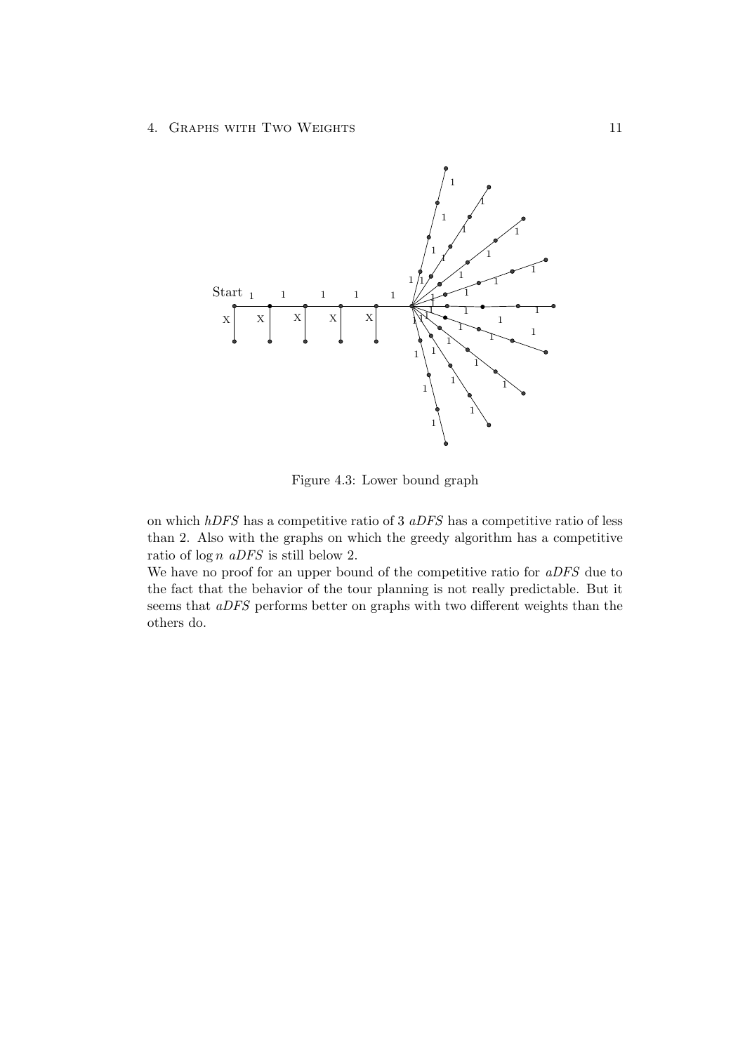Figure 4.3: Lower bound graph

on which *hDFS* has a competitive ratio of 3 *aDFS* has a competitive ratio of less than 2. Also with the graphs on which the greedy algorithm has a competitive ratio of $\log n$ *aDFS* is still below 2.

We have no proof for an upper bound of the competitive ratio for *aDFS* due to the fact that the behavior of the tour planning is not really predictable. But it seems that *aDFS* performs better on graphs with two different weights than the others do.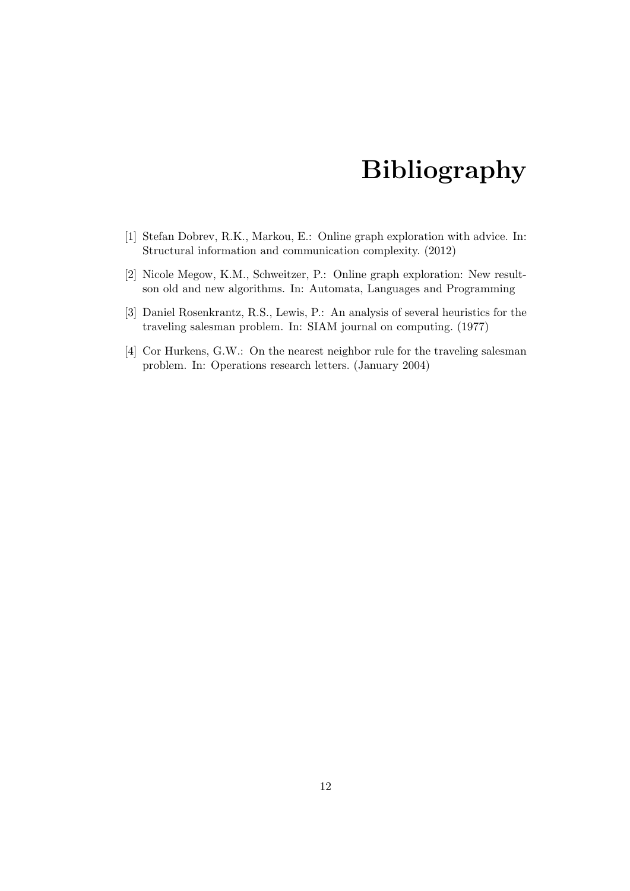# Bibliography

[1] Stefan Dobrev, R.K., Markou, E.: Online graph exploration with advice. In: Structural information and communication complexity. (2012)

[2] Nicole Megow, K.M., Schweitzer, P.: Online graph exploration: New resultson old and new algorithms. In: Automata, Languages and Programming

[3] Daniel Rosenkrantz, R.S., Lewis, P.: An analysis of several heuristics for the traveling salesman problem. In: SIAM journal on computing. (1977)

[4] Cor Hurkens, G.W.: On the nearest neighbor rule for the traveling salesman problem. In: Operations research letters. (January 2004)